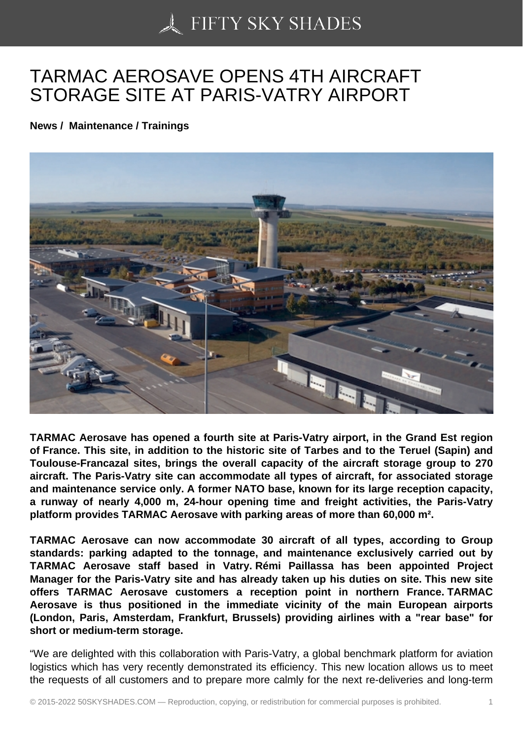# TARMAC AEROSAVE OPENS 4TH AIRCRAFT STORAGE SITE AT PARIS-VATRY AIRPORT

**News / Maintenance / Trainings**

**TARMAC Aerosave has opened a fourth site at Paris-Vatry airport, in the Grand Est region of France. This site, in addition to the historic site of Tarbes and to the Teruel (Sapin) and Toulouse-Francazal sites, brings the overall capacity of the aircraft storage group to 270 aircraft. The Paris-Vatry site can accommodate all types of aircraft, for associated storage and maintenance service only. A former NATO base, known for its large reception capacity, a runway of nearly 4,000 m, 24-hour opening time and freight activities, the Paris-Vatry platform provides TARMAC Aerosave with parking areas of more than 60,000 m².**

**TARMAC Aerosave can now accommodate 30 aircraft of all types, according to Group standards: parking adapted to the tonnage, and maintenance exclusively carried out by TARMAC Aerosave staff based in Vatry. Rémi Paillassa has been appointed Project Manager for the Paris-Vatry site and has already taken up his duties on site. This new site offers TARMAC Aerosave customers a reception point in northern France. TARMAC Aerosave is thus positioned in the immediate vicinity of the main European airports (London, Paris, Amsterdam, Frankfurt, Brussels) providing airlines with a "rear base" for short or medium-term storage.**

“We are delighted with this collaboration with Paris-Vatry, a global benchmark platform for aviation logistics which has very recently demonstrated its efficiency. This new location allows us to meet the requests of all customers and to prepare more calmly for the next re-deliveries and long-term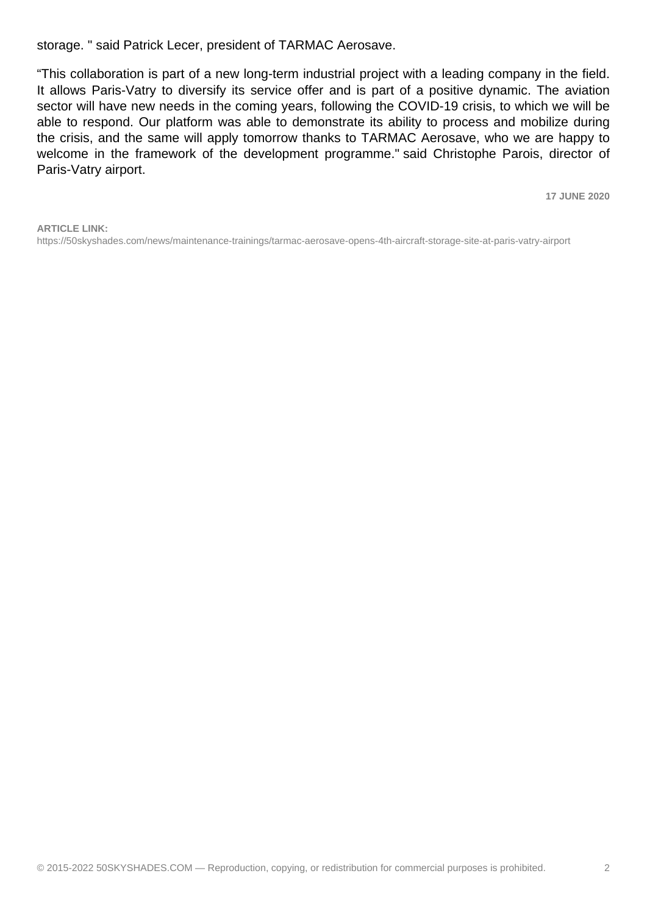storage. " said Patrick Lecer, president of TARMAC Aerosave.

“This collaboration is part of a new long-term industrial project with a leading company in the field. It allows Paris-Vatry to diversify its service offer and is part of a positive dynamic. The aviation sector will have new needs in the coming years, following the COVID-19 crisis, to which we will be able to respond. Our platform was able to demonstrate its ability to process and mobilize during the crisis, and the same will apply tomorrow thanks to TARMAC Aerosave, who we are happy to welcome in the framework of the development programme." said Christophe Parois, director of Paris-Vatry airport.

**17 JUNE 2020**

**ARTICLE LINK:**
https://50skyshades.com/news/maintenance-trainings/tarmac-aerosave-opens-4th-aircraft-storage-site-at-paris-vatry-airport

© 2015-2022 50SKYSHADES.COM — Reproduction, copying, or redistribution for commercial purposes is prohibited.